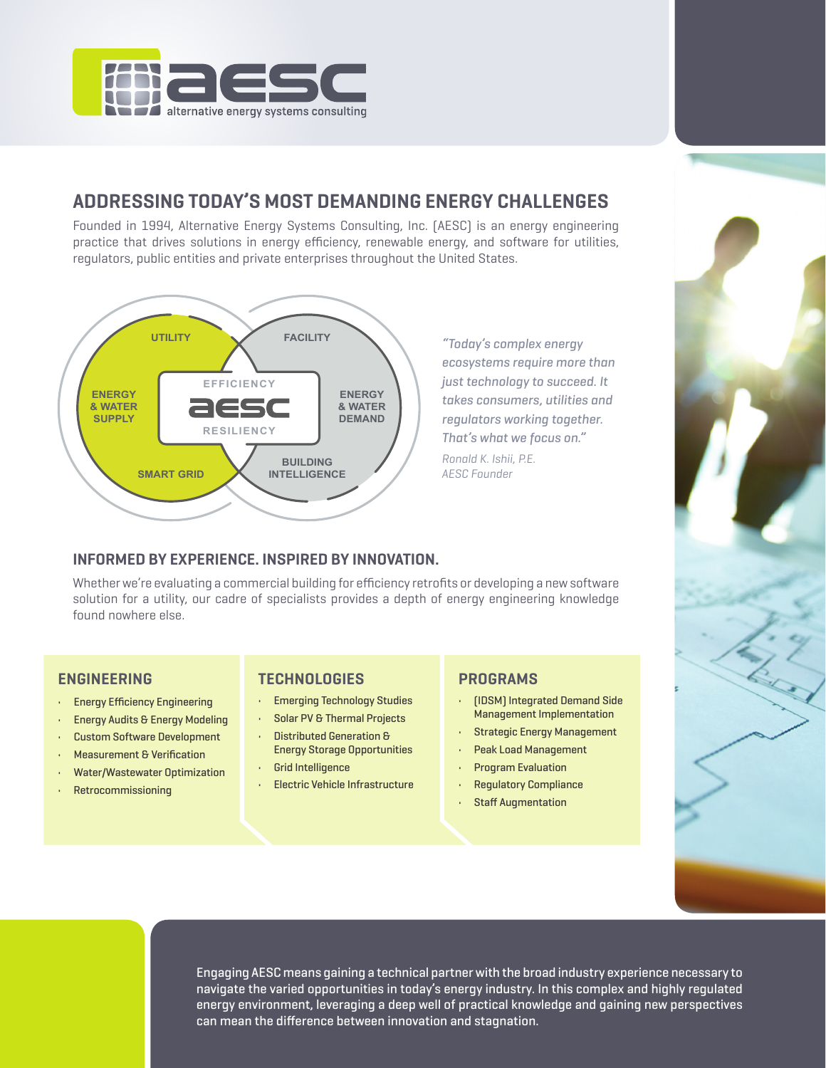aesc
alternative energy systems consulting

# ADDRESSING TODAY'S MOST DEMANDING ENERGY CHALLENGES

Founded in 1994, Alternative Energy Systems Consulting, Inc. (AESC) is an energy engineering practice that drives solutions in energy efficiency, renewable energy, and software for utilities, regulators, public entities and private enterprises throughout the United States.

UTILITY

FACILITY

ENERGY & WATER SUPPLY

EFFICIENCY

aesc

RESILIENCY

ENERGY & WATER DEMAND

SMART GRID

BUILDING INTELLIGENCE

*"Today's complex energy ecosystems require more than just technology to succeed. It takes consumers, utilities and regulators working together. That's what we focus on."*

*Ronald K. Ishii, P.E.*
*AESC Founder*

## INFORMED BY EXPERIENCE. INSPIRED BY INNOVATION.

Whether we're evaluating a commercial building for efficiency retrofits or developing a new software solution for a utility, our cadre of specialists provides a depth of energy engineering knowledge found nowhere else.

### ENGINEERING

- Energy Efficiency Engineering
- Energy Audits & Energy Modeling
- Custom Software Development
- Measurement & Verification
- Water/Wastewater Optimization
- Retrocommissioning

### TECHNOLOGIES

- Emerging Technology Studies
- Solar PV & Thermal Projects
- Distributed Generation & Energy Storage Opportunities
- Grid Intelligence
- Electric Vehicle Infrastructure

### PROGRAMS

- (IDSM) Integrated Demand Side Management Implementation
- Strategic Energy Management
- Peak Load Management
- Program Evaluation
- Regulatory Compliance
- Staff Augmentation

Engaging AESC means gaining a technical partner with the broad industry experience necessary to navigate the varied opportunities in today's energy industry. In this complex and highly regulated energy environment, leveraging a deep well of practical knowledge and gaining new perspectives can mean the difference between innovation and stagnation.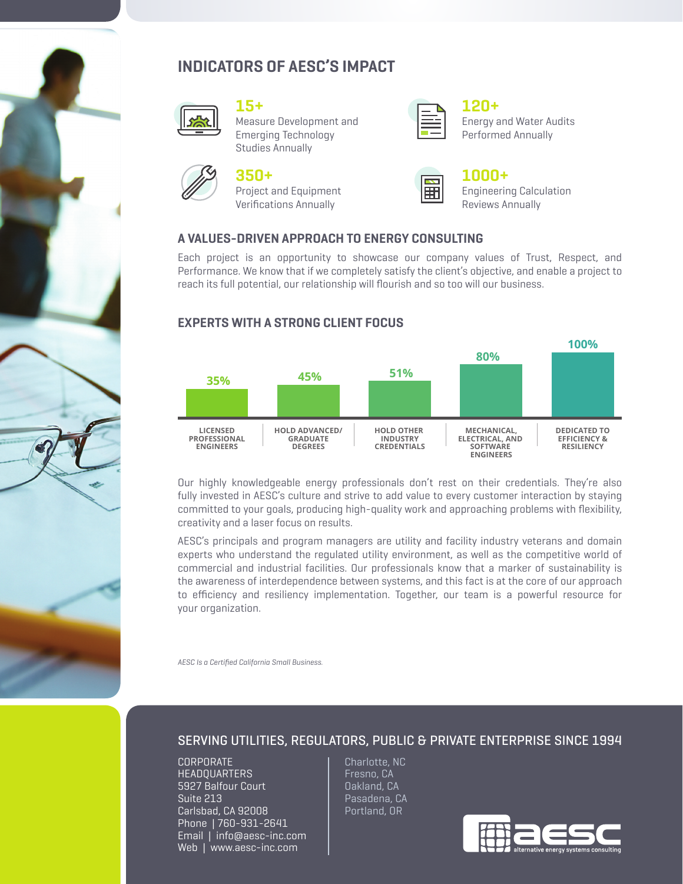## INDICATORS OF AESC'S IMPACT

**15+**
Measure Development and Emerging Technology Studies Annually

**120+**
Energy and Water Audits Performed Annually

**350+**
Project and Equipment Verifications Annually

**1000+**
Engineering Calculation Reviews Annually

### A VALUES-DRIVEN APPROACH TO ENERGY CONSULTING

Each project is an opportunity to showcase our company values of Trust, Respect, and Performance. We know that if we completely satisfy the client's objective, and enable a project to reach its full potential, our relationship will flourish and so too will our business.

### EXPERTS WITH A STRONG CLIENT FOCUS

35%
LICENSED PROFESSIONAL ENGINEERS

45%
HOLD ADVANCED/ GRADUATE DEGREES

51%
HOLD OTHER INDUSTRY CREDENTIALS

80%
MECHANICAL, ELECTRICAL, AND SOFTWARE ENGINEERS

100%
DEDICATED TO EFFICIENCY & RESILIENCY

Our highly knowledgeable energy professionals don't rest on their credentials. They're also fully invested in AESC's culture and strive to add value to every customer interaction by staying committed to your goals, producing high-quality work and approaching problems with flexibility, creativity and a laser focus on results.

AESC's principals and program managers are utility and facility industry veterans and domain experts who understand the regulated utility environment, as well as the competitive world of commercial and industrial facilities. Our professionals know that a marker of sustainability is the awareness of interdependence between systems, and this fact is at the core of our approach to efficiency and resiliency implementation. Together, our team is a powerful resource for your organization.

*AESC Is a Certified California Small Business.*

## SERVING UTILITIES, REGULATORS, PUBLIC & PRIVATE ENTERPRISE SINCE 1994

CORPORATE HEADQUARTERS
5927 Balfour Court
Suite 213
Carlsbad, CA 92008
Phone | 760-931-2641
Email | info@aesc-inc.com
Web | www.aesc-inc.com

Charlotte, NC
Fresno, CA
Oakland, CA
Pasadena, CA
Portland, OR

aesc
alternative energy systems consulting